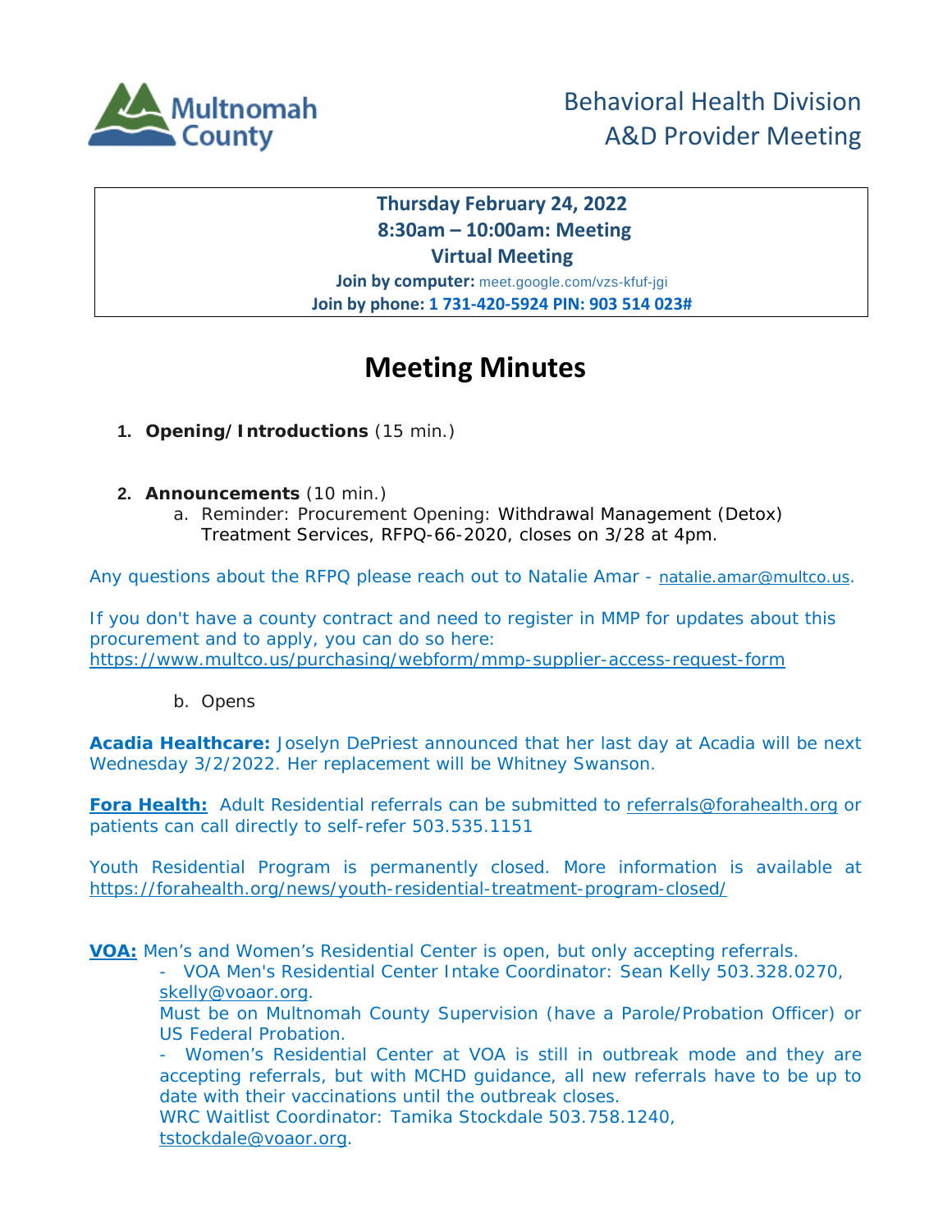Multnomah County

# Behavioral Health Division
# A&D Provider Meeting

**Thursday February 24, 2022**
**8:30am – 10:00am: Meeting**
**Virtual Meeting**
**Join by computer:** meet.google.com/vzs-kfuf-jgi
**Join by phone: 1 731-420-5924 PIN: 903 514 023#**

# Meeting Minutes

1. **Opening/Introductions** (15 min.)

2. **Announcements** (10 min.)
   a. Reminder: Procurement Opening: Withdrawal Management (Detox) Treatment Services, RFPQ-66-2020, closes on 3/28 at 4pm.

Any questions about the RFPQ please reach out to Natalie Amar - natalie.amar@multco.us.

If you don't have a county contract and need to register in MMP for updates about this procurement and to apply, you can do so here: https://www.multco.us/purchasing/webform/mmp-supplier-access-request-form

   b. Opens

**Acadia Healthcare:** Joselyn DePriest announced that her last day at Acadia will be next Wednesday 3/2/2022. Her replacement will be Whitney Swanson.

**Fora Health:** Adult Residential referrals can be submitted to referrals@forahealth.org or patients can call directly to self-refer 503.535.1151

Youth Residential Program is permanently closed. More information is available at https://forahealth.org/news/youth-residential-treatment-program-closed/

**VOA:** Men's and Women's Residential Center is open, but only accepting referrals.

- VOA Men's Residential Center Intake Coordinator: Sean Kelly 503.328.0270, skelly@voaor.org.
  Must be on Multnomah County Supervision (have a Parole/Probation Officer) or US Federal Probation.
- Women's Residential Center at VOA is still in outbreak mode and they are accepting referrals, but with MCHD guidance, all new referrals have to be up to date with their vaccinations until the outbreak closes.
  WRC Waitlist Coordinator: Tamika Stockdale 503.758.1240, tstockdale@voaor.org.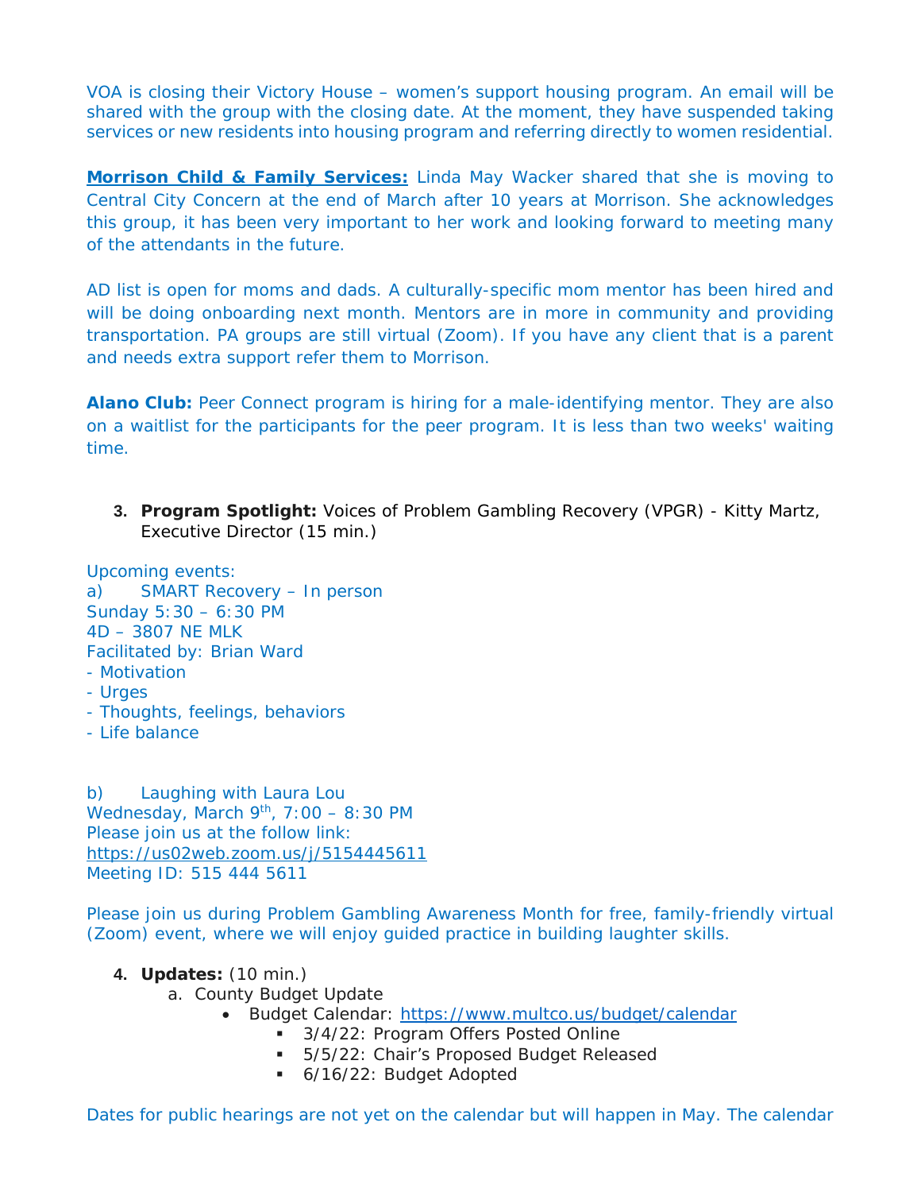VOA is closing their Victory House – women's support housing program. An email will be shared with the group with the closing date. At the moment, they have suspended taking services or new residents into housing program and referring directly to women residential.

**Morrison Child & Family Services:** Linda May Wacker shared that she is moving to Central City Concern at the end of March after 10 years at Morrison. She acknowledges this group, it has been very important to her work and looking forward to meeting many of the attendants in the future.

AD list is open for moms and dads. A culturally-specific mom mentor has been hired and will be doing onboarding next month. Mentors are in more in community and providing transportation. PA groups are still virtual (Zoom). If you have any client that is a parent and needs extra support refer them to Morrison.

**Alano Club:** Peer Connect program is hiring for a male-identifying mentor. They are also on a waitlist for the participants for the peer program. It is less than two weeks' waiting time.

3. **Program Spotlight:** Voices of Problem Gambling Recovery (VPGR) - Kitty Martz, Executive Director (15 min.)

Upcoming events:
a) SMART Recovery – In person
Sunday 5:30 – 6:30 PM
4D – 3807 NE MLK
Facilitated by: Brian Ward
- Motivation
- Urges
- Thoughts, feelings, behaviors
- Life balance

b) Laughing with Laura Lou
Wednesday, March 9th, 7:00 – 8:30 PM
Please join us at the follow link:
https://us02web.zoom.us/j/5154445611
Meeting ID: 515 444 5611

Please join us during Problem Gambling Awareness Month for free, family-friendly virtual (Zoom) event, where we will enjoy guided practice in building laughter skills.

4. **Updates:** (10 min.)
   a. County Budget Update
      - Budget Calendar: https://www.multco.us/budget/calendar
        - 3/4/22: Program Offers Posted Online
        - 5/5/22: Chair's Proposed Budget Released
        - 6/16/22: Budget Adopted

Dates for public hearings are not yet on the calendar but will happen in May. The calendar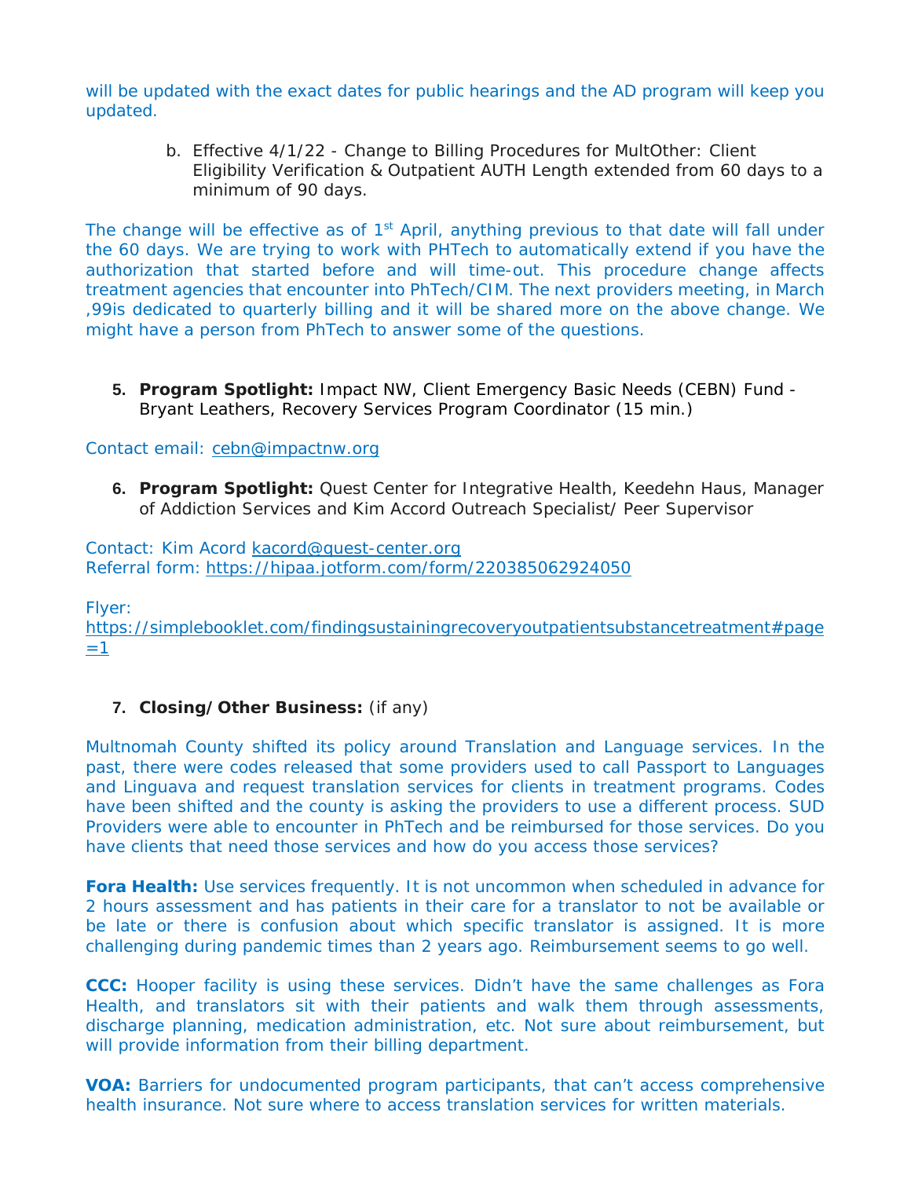will be updated with the exact dates for public hearings and the AD program will keep you updated.

b. Effective 4/1/22 - Change to Billing Procedures for MultOther: Client Eligibility Verification & Outpatient AUTH Length extended from 60 days to a minimum of 90 days.

The change will be effective as of 1st April, anything previous to that date will fall under the 60 days. We are trying to work with PHTech to automatically extend if you have the authorization that started before and will time-out. This procedure change affects treatment agencies that encounter into PhTech/CIM. The next providers meeting, in March ,99is dedicated to quarterly billing and it will be shared more on the above change. We might have a person from PhTech to answer some of the questions.

5. **Program Spotlight:** Impact NW, Client Emergency Basic Needs (CEBN) Fund - Bryant Leathers, Recovery Services Program Coordinator (15 min.)

Contact email: cebn@impactnw.org

6. **Program Spotlight:** Quest Center for Integrative Health, Keedehn Haus, Manager of Addiction Services and Kim Accord Outreach Specialist/ Peer Supervisor

Contact: Kim Acord kacord@quest-center.org
Referral form: https://hipaa.jotform.com/form/220385062924050

Flyer:
https://simplebooklet.com/findingsustainingrecoveryoutpatientsubstancetreatment#page=1

7. **Closing/Other Business:** (if any)

Multnomah County shifted its policy around Translation and Language services. In the past, there were codes released that some providers used to call Passport to Languages and Linguava and request translation services for clients in treatment programs. Codes have been shifted and the county is asking the providers to use a different process. SUD Providers were able to encounter in PhTech and be reimbursed for those services. Do you have clients that need those services and how do you access those services?

**Fora Health:** Use services frequently. It is not uncommon when scheduled in advance for 2 hours assessment and has patients in their care for a translator to not be available or be late or there is confusion about which specific translator is assigned. It is more challenging during pandemic times than 2 years ago. Reimbursement seems to go well.

**CCC:** Hooper facility is using these services. Didn't have the same challenges as Fora Health, and translators sit with their patients and walk them through assessments, discharge planning, medication administration, etc. Not sure about reimbursement, but will provide information from their billing department.

**VOA:** Barriers for undocumented program participants, that can't access comprehensive health insurance. Not sure where to access translation services for written materials.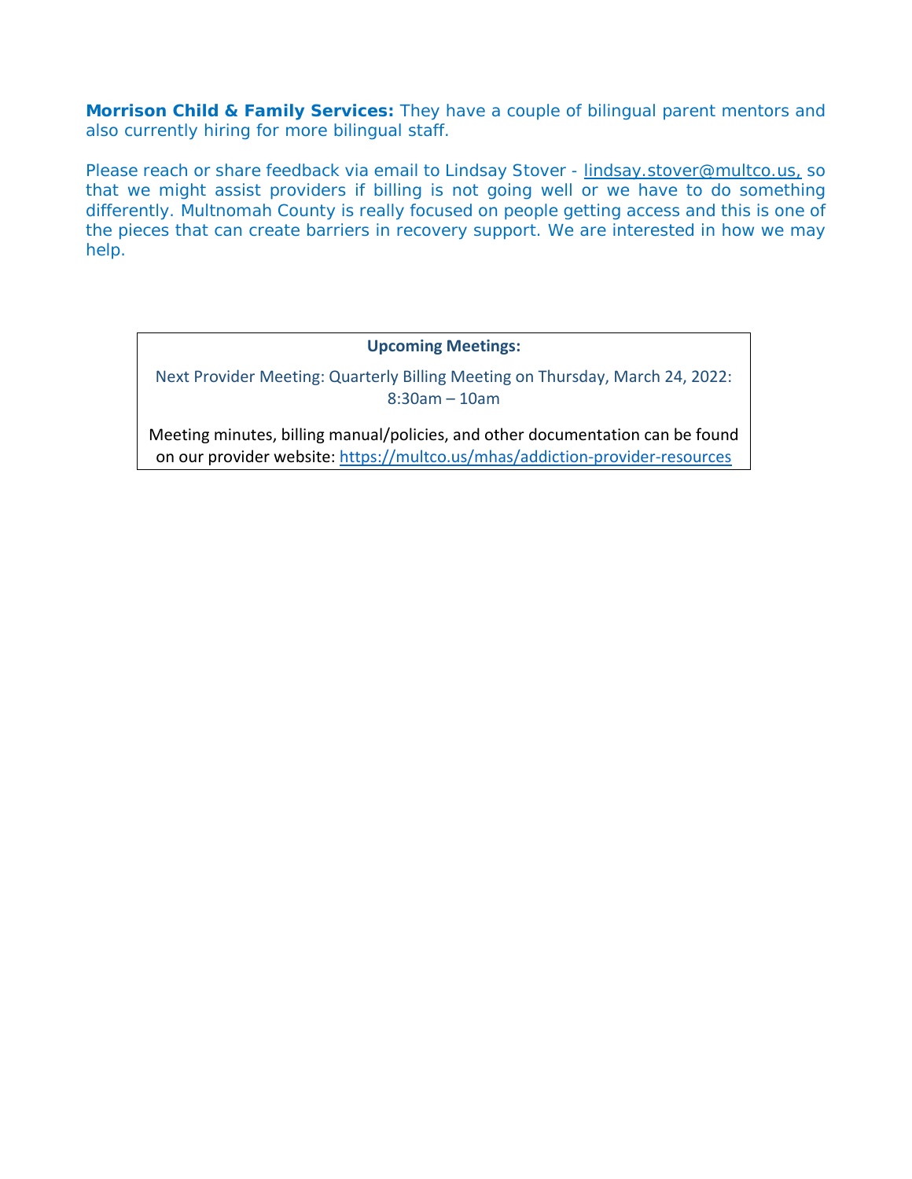**Morrison Child & Family Services:** They have a couple of bilingual parent mentors and also currently hiring for more bilingual staff.

Please reach or share feedback via email to Lindsay Stover - lindsay.stover@multco.us, so that we might assist providers if billing is not going well or we have to do something differently. Multnomah County is really focused on people getting access and this is one of the pieces that can create barriers in recovery support. We are interested in how we may help.

**Upcoming Meetings:**

Next Provider Meeting: Quarterly Billing Meeting on Thursday, March 24, 2022: 8:30am – 10am

Meeting minutes, billing manual/policies, and other documentation can be found on our provider website: https://multco.us/mhas/addiction-provider-resources